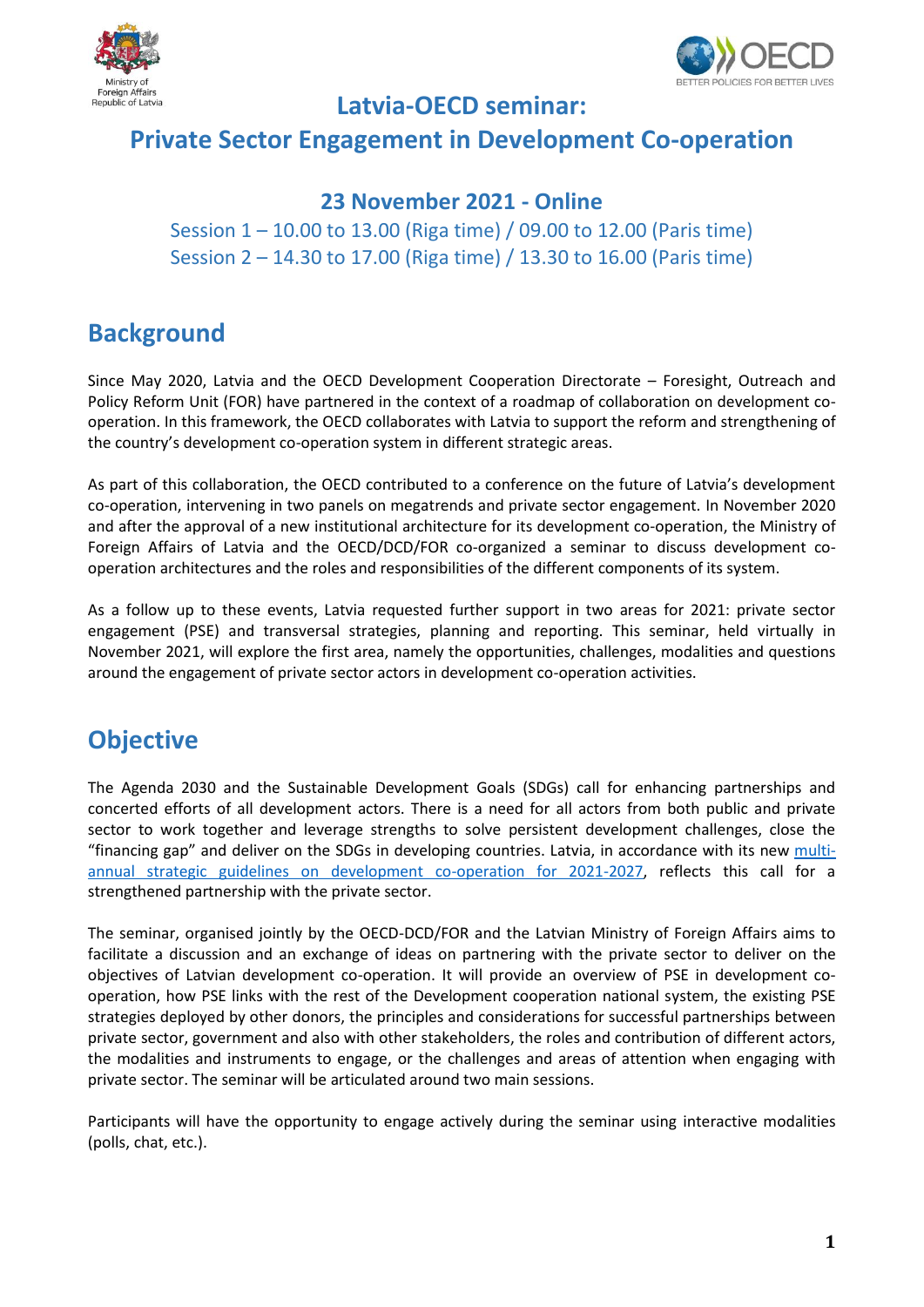# Latvia-OECD seminar:
# Private Sector Engagement in Development Co-operation

## 23 November 2021 - Online

Session 1 – 10.00 to 13.00 (Riga time) / 09.00 to 12.00 (Paris time)
Session 2 – 14.30 to 17.00 (Riga time) / 13.30 to 16.00 (Paris time)

## Background

Since May 2020, Latvia and the OECD Development Cooperation Directorate – Foresight, Outreach and Policy Reform Unit (FOR) have partnered in the context of a roadmap of collaboration on development co-operation. In this framework, the OECD collaborates with Latvia to support the reform and strengthening of the country's development co-operation system in different strategic areas.

As part of this collaboration, the OECD contributed to a conference on the future of Latvia's development co-operation, intervening in two panels on megatrends and private sector engagement. In November 2020 and after the approval of a new institutional architecture for its development co-operation, the Ministry of Foreign Affairs of Latvia and the OECD/DCD/FOR co-organized a seminar to discuss development co-operation architectures and the roles and responsibilities of the different components of its system.

As a follow up to these events, Latvia requested further support in two areas for 2021: private sector engagement (PSE) and transversal strategies, planning and reporting. This seminar, held virtually in November 2021, will explore the first area, namely the opportunities, challenges, modalities and questions around the engagement of private sector actors in development co-operation activities.

## Objective

The Agenda 2030 and the Sustainable Development Goals (SDGs) call for enhancing partnerships and concerted efforts of all development actors. There is a need for all actors from both public and private sector to work together and leverage strengths to solve persistent development challenges, close the "financing gap" and deliver on the SDGs in developing countries. Latvia, in accordance with its new multi-annual strategic guidelines on development co-operation for 2021-2027, reflects this call for a strengthened partnership with the private sector.

The seminar, organised jointly by the OECD-DCD/FOR and the Latvian Ministry of Foreign Affairs aims to facilitate a discussion and an exchange of ideas on partnering with the private sector to deliver on the objectives of Latvian development co-operation. It will provide an overview of PSE in development co-operation, how PSE links with the rest of the Development cooperation national system, the existing PSE strategies deployed by other donors, the principles and considerations for successful partnerships between private sector, government and also with other stakeholders, the roles and contribution of different actors, the modalities and instruments to engage, or the challenges and areas of attention when engaging with private sector. The seminar will be articulated around two main sessions.

Participants will have the opportunity to engage actively during the seminar using interactive modalities (polls, chat, etc.).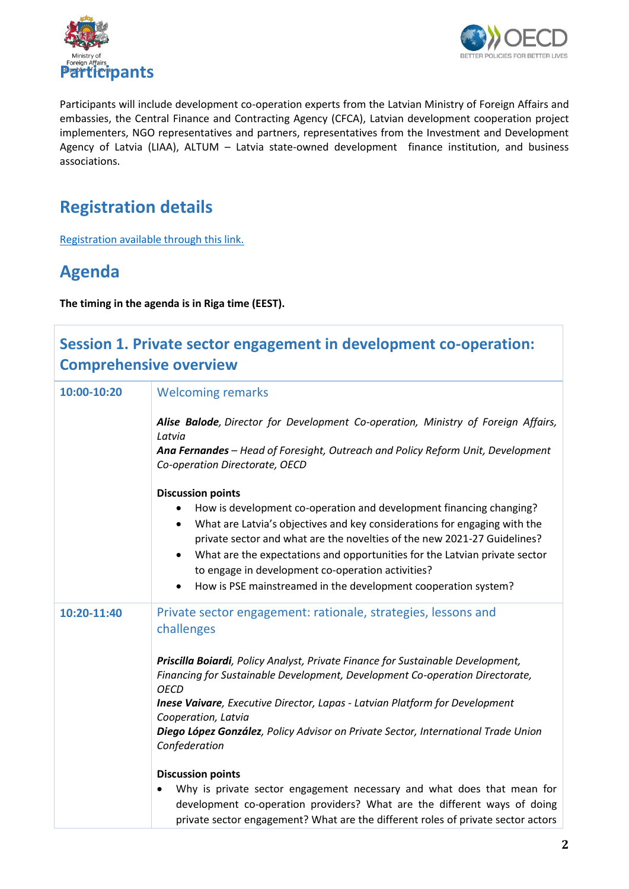## Participants

Participants will include development co-operation experts from the Latvian Ministry of Foreign Affairs and embassies, the Central Finance and Contracting Agency (CFCA), Latvian development cooperation project implementers, NGO representatives and partners, representatives from the Investment and Development Agency of Latvia (LIAA), ALTUM – Latvia state-owned development finance institution, and business associations.

## Registration details

Registration available through this link.

## Agenda

**The timing in the agenda is in Riga time (EEST).**

| Session 1. Private sector engagement in development co-operation: Comprehensive overview | |
|---|---|
| **10:00-10:20** | Welcoming remarks<br><br>***Alise Balode***, *Director for Development Co-operation, Ministry of Foreign Affairs, Latvia*<br>***Ana Fernandes*** *– Head of Foresight, Outreach and Policy Reform Unit, Development Co-operation Directorate, OECD*<br><br>**Discussion points**<br>• How is development co-operation and development financing changing?<br>• What are Latvia's objectives and key considerations for engaging with the private sector and what are the novelties of the new 2021-27 Guidelines?<br>• What are the expectations and opportunities for the Latvian private sector to engage in development co-operation activities?<br>• How is PSE mainstreamed in the development cooperation system? |
| **10:20-11:40** | Private sector engagement: rationale, strategies, lessons and challenges<br><br>***Priscilla Boiardi***, *Policy Analyst, Private Finance for Sustainable Development, Financing for Sustainable Development, Development Co-operation Directorate, OECD*<br>***Inese Vaivare***, *Executive Director, Lapas - Latvian Platform for Development Cooperation, Latvia*<br>***Diego López González***, *Policy Advisor on Private Sector, International Trade Union Confederation*<br><br>**Discussion points**<br>• Why is private sector engagement necessary and what does that mean for development co-operation providers? What are the different ways of doing private sector engagement? What are the different roles of private sector actors |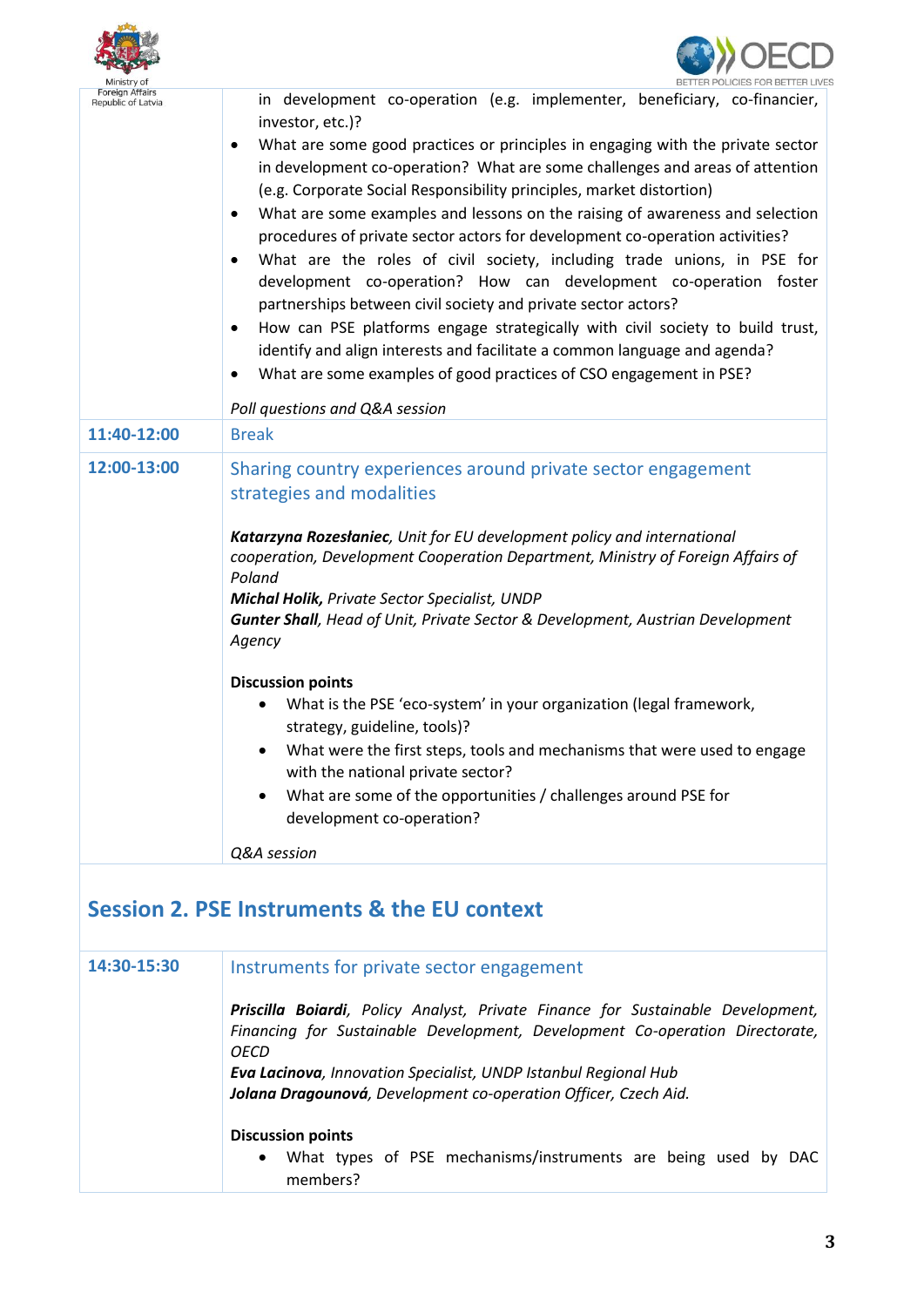| | |
|---|---|
| | in development co-operation (e.g. implementer, beneficiary, co-financier, investor, etc.)?<br>• What are some good practices or principles in engaging with the private sector in development co-operation? What are some challenges and areas of attention (e.g. Corporate Social Responsibility principles, market distortion)<br>• What are some examples and lessons on the raising of awareness and selection procedures of private sector actors for development co-operation activities?<br>• What are the roles of civil society, including trade unions, in PSE for development co-operation? How can development co-operation foster partnerships between civil society and private sector actors?<br>• How can PSE platforms engage strategically with civil society to build trust, identify and align interests and facilitate a common language and agenda?<br>• What are some examples of good practices of CSO engagement in PSE?<br><br>*Poll questions and Q&A session* |
| **11:40-12:00** | Break |
| **12:00-13:00** | Sharing country experiences around private sector engagement strategies and modalities<br><br>***Katarzyna Rozesłaniec**, Unit for EU development policy and international cooperation, Development Cooperation Department, Ministry of Foreign Affairs of Poland*<br>***Michal Holik,** Private Sector Specialist, UNDP*<br>***Gunter Shall**, Head of Unit, Private Sector & Development, Austrian Development Agency*<br><br>**Discussion points**<br>• What is the PSE 'eco-system' in your organization (legal framework, strategy, guideline, tools)?<br>• What were the first steps, tools and mechanisms that were used to engage with the national private sector?<br>• What are some of the opportunities / challenges around PSE for development co-operation?<br><br>*Q&A session* |

## Session 2. PSE Instruments & the EU context

| | |
|---|---|
| **14:30-15:30** | Instruments for private sector engagement<br><br>***Priscilla Boiardi**, Policy Analyst, Private Finance for Sustainable Development, Financing for Sustainable Development, Development Co-operation Directorate, OECD*<br>***Eva Lacinova**, Innovation Specialist, UNDP Istanbul Regional Hub*<br>***Jolana Dragounová**, Development co-operation Officer, Czech Aid.*<br><br>**Discussion points**<br>• What types of PSE mechanisms/instruments are being used by DAC members? |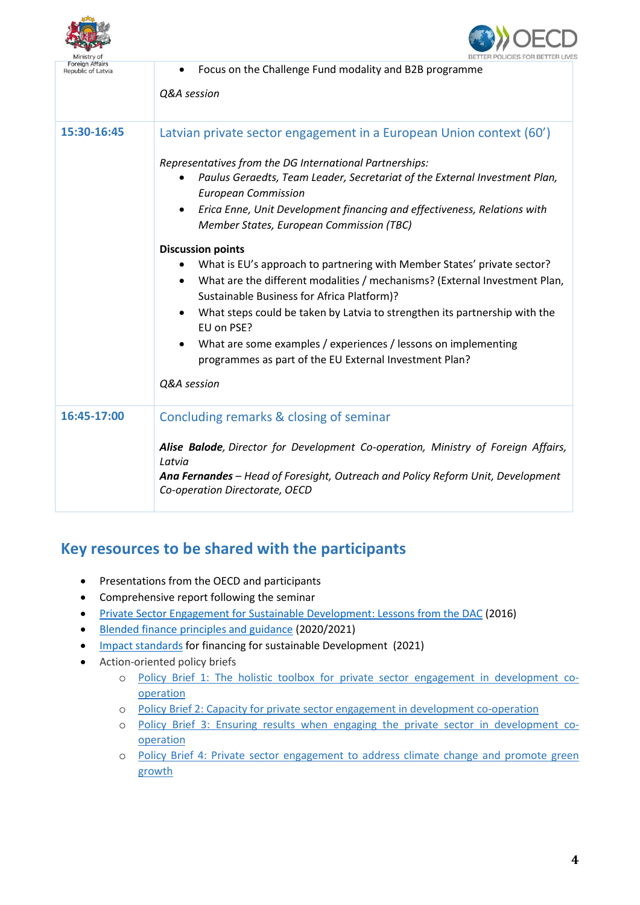| | |
|---|---|
| | • Focus on the Challenge Fund modality and B2B programme<br><br>*Q&A session* |
| **15:30-16:45** | Latvian private sector engagement in a European Union context (60')<br><br>*Representatives from the DG International Partnerships:*<br>• *Paulus Geraedts, Team Leader, Secretariat of the External Investment Plan, European Commission*<br>• *Erica Enne, Unit Development financing and effectiveness, Relations with Member States, European Commission (TBC)*<br><br>**Discussion points**<br>• What is EU's approach to partnering with Member States' private sector?<br>• What are the different modalities / mechanisms? (External Investment Plan, Sustainable Business for Africa Platform)?<br>• What steps could be taken by Latvia to strengthen its partnership with the EU on PSE?<br>• What are some examples / experiences / lessons on implementing programmes as part of the EU External Investment Plan?<br><br>*Q&A session* |
| **16:45-17:00** | Concluding remarks & closing of seminar<br><br>***Alise Balode**, Director for Development Co-operation, Ministry of Foreign Affairs, Latvia*<br>***Ana Fernandes** – Head of Foresight, Outreach and Policy Reform Unit, Development Co-operation Directorate, OECD* |

## Key resources to be shared with the participants

- Presentations from the OECD and participants
- Comprehensive report following the seminar
- Private Sector Engagement for Sustainable Development: Lessons from the DAC (2016)
- Blended finance principles and guidance (2020/2021)
- Impact standards for financing for sustainable Development (2021)
- Action-oriented policy briefs
  - Policy Brief 1: The holistic toolbox for private sector engagement in development co-operation
  - Policy Brief 2: Capacity for private sector engagement in development co-operation
  - Policy Brief 3: Ensuring results when engaging the private sector in development co-operation
  - Policy Brief 4: Private sector engagement to address climate change and promote green growth